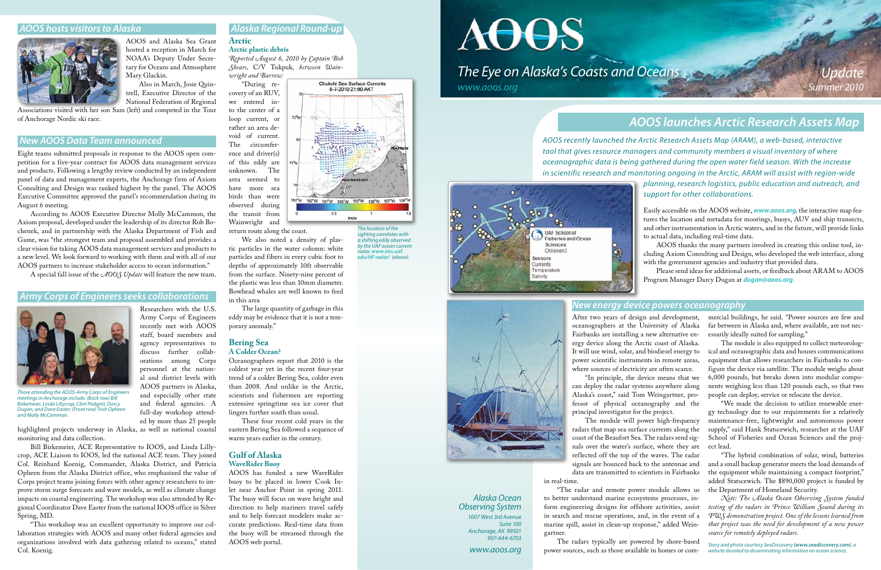# AOOS

## The Eye on Alaska's Coasts and Oceans

www.aoos.org

Update
Summer 2010

## AOOS launches Arctic Research Assets Map

*AOOS recently launched the Arctic Research Assets Map (ARAM), a web-based, interactive tool that gives resource managers and community members a visual inventory of where oceanographic data is being gathered during the open water field season. With the increase in scientific research and monitoring ongoing in the Arctic, ARAM will assist with region-wide planning, research logistics, public education and outreach, and support for other collaborations.*

Easily accessible on the AOOS website, ***www.aoos.org***, the interactive map features the location and metadata for moorings, buoys, AUV and ship transects, and other instrumentation in Arctic waters, and in the future, will provide links to actual data, including real-time data.

AOOS thanks the many partners involved in creating this online tool, including Axiom Consulting and Design, who developed the web interface, along with the government agencies and industry that provided data.

Please send ideas for additional assets, or feedback about ARAM to AOOS Program Manager Darcy Dugan at ***dugan@aoos.org***.

## New energy device powers oceanography

After two years of design and development, oceanographers at the University of Alaska Fairbanks are installing a new alternative energy device along the Arctic coast of Alaska. It will use wind, solar, and biodiesel energy to power scientific instruments in remote areas, where sources of electricity are often scarce.

"In principle, the device means that we can deploy the radar systems anywhere along Alaska's coast," said Tom Weingartner, professor of physical oceanography and the principal investigator for the project.

The module will power high-frequency radars that map sea surface currents along the coast of the Beaufort Sea. The radars send signals over the water's surface, where they are reflected off the top of the waves. The radar signals are bounced back to the antennae and data are transmitted to scientists in Fairbanks in real-time.

"The radar and remote power module allows us to better understand marine ecosystems processes, inform engineering designs for offshore activities, assist in search and rescue operations, and, in the event of a marine spill, assist in clean-up response," added Weingartner.

The radars typically are powered by shore-based power sources, such as those available in homes or commercial buildings, he said. "Power sources are few and far between in Alaska and, where available, are not necessarily ideally suited for sampling."

The module is also equipped to collect meteorological and oceanographic data and houses communications equipment that allows researchers in Fairbanks to configure the device via satellite. The module weighs about 6,000 pounds, but breaks down into modular components weighing less than 120 pounds each, so that two people can deploy, service or relocate the device.

"We made the decision to utilize renewable energy technology due to our requirements for a relatively maintenance-free, lightweight and autonomous power supply," said Hank Statscewich, researcher at the UAF School of Fisheries and Ocean Sciences and the project lead.

"The hybrid combination of solar, wind, batteries and a small backup generator meets the load demands of the equipment while maintaining a compact footprint," added Statscewich. The $890,000 project is funded by the Department of Homeland Security.

*Note: The Alaska Ocean Observing System funded testing of the radars in Prince William Sound during its PWS demonstration project. One of the lessons learned from that project was the need for development of a new power source for remotely deployed radars.*

*Story and photo courtesy SeaDiscovery (**www.seadiscovery.com**), a website devoted to disseminating information on ocean science.*

*Alaska Ocean Observing System*
*1007 West 3rd Avenue*
*Suite 100*
*Anchorage, AK 99501*
*907-644-6703*

*www.aoos.org*

## AOOS hosts visitors to Alaska

AOOS and Alaska Sea Grant hosted a reception in March for NOAA's Deputy Under Secretary for Oceans and Atmosphere Mary Glackin.

Also in March, Josie Quintrell, Executive Director of the National Federation of Regional Associations visited with her son Sam (left) and competed in the Tour of Anchorage Nordic ski race.

## New AOOS Data Team announced

Eight teams submitted proposals in response to the AOOS open competition for a five-year contract for AOOS data management services and products. Following a lengthy review conducted by an independent panel of data and management experts, the Anchorage firm of Axiom Consulting and Design was ranked highest by the panel. The AOOS Executive Committee approved the panel's recommendation during its August 6 meeting.

According to AOOS Executive Director Molly McCammon, the Axiom proposal, developed under the leadership of its director Rob Bochenek, and in partnership with the Alaska Department of Fish and Game, was "the strongest team and proposal assembled and provides a clear vision for taking AOOS data management services and products to a new level. We look forward to working with them and with all of our AOOS partners to increase stakeholder access to ocean information."

A special fall issue of the *AOOS Update* will feature the new team.

## Army Corps of Engineers seeks collaborations

Researchers with the U.S. Army Corps of Engineers recently met with AOOS staff, board members and agency representatives to discuss further collaborations among Corps personnel at the national and district levels with AOOS partners in Alaska, and especially other state and federal agencies. A full-day workshop attended by more than 25 people highlighted projects underway in Alaska, as well as national coastal monitoring and data collection.

*Those attending the AOOS-Army Corps of Engineers meetings in Anchorage include: (back row) Bill Birkemeier, Linda Lillycrop, Clint Padgett, Darcy Dugan, and Dave Easter; (front row) Trish Opheen and Molly McCammon.*

Bill Birkemeier, ACE Representative to IOOS, and Linda Lillycrop, ACE Liaison to IOOS, led the national ACE team. They joined Col. Reinhard Koenig, Commander, Alaska District, and Patricia Opheen from the Alaska District office, who emphasized the value of Corps project teams joining forces with other agency researchers to improve storm surge forecasts and wave models, as well as climate change impacts on coastal engineering. The workshop was also attended by Regional Coordinator Dave Easter from the national IOOS office in Silver Spring, MD.

"This workshop was an excellent opportunity to improve our collaboration strategies with AOOS and many other federal agencies and organizations involved with data gathering related to oceans," stated Col. Koenig.

## Alaska Regional Round-up

### Arctic

**Arctic plastic debris**

*Reported August 6, 2010 by Captain Bob Shears, C/V Tukpuk, between Wainwright and Barrow:*

"During recovery of an RUV, we entered into the center of a loop current, or rather an area devoid of current. The circumference and driver(s) of this eddy are unknown. The area seemed to have more sea birds than were observed during the transit from Wainwright and return route along the coast.

*The location of the sighting correlates with a shifting eddy observed by the UAF ocean current radar, www.ims.uaf.edu/HF radar/ (above).*

We also noted a density of plastic particles in the water column: white particles and fibers in every cubic foot to depths of approximately 10ft observable from the surface. Ninety-nine percent of the plastic was less than 10mm diameter. Bowhead whales are well known to feed in this area

The large quantity of garbage in this eddy may be evidence that it is not a temporary anomaly."

### Bering Sea

**A Colder Ocean?**

Oceanographers report that 2010 is the coldest year yet in the recent four-year trend of a colder Bering Sea, colder even than 2008. And unlike in the Arctic, scientists and fishermen are reporting extensive springtime sea ice cover that lingers further south than usual.

These four recent cold years in the eastern Bering Sea followed a sequence of warm years earlier in the century.

### Gulf of Alaska

**WaveRider Buoy**

AOOS has funded a new WaveRider buoy to be placed in lower Cook Inlet near Anchor Point in spring 2011. The buoy will focus on wave height and direction to help mariners travel safely and to help forecast modelers make accurate predictions. Real-time data from the buoy will be streamed through the AOOS web portal.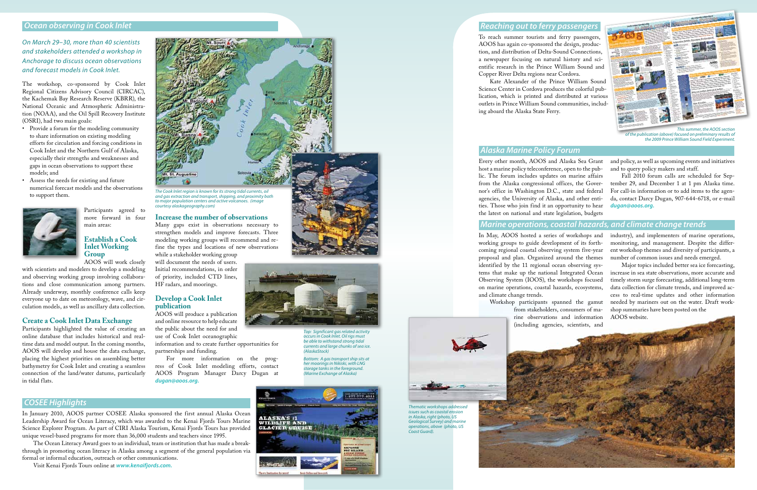## Ocean observing in Cook Inlet

*On March 29–30, more than 40 scientists and stakeholders attended a workshop in Anchorage to discuss ocean observations and forecast models in Cook Inlet.*

The workshop, co-sponsored by Cook Inlet Regional Citizens Advisory Council (CIRCAC), the Kachemak Bay Research Reserve (KBRR), the National Oceanic and Atmospheric Administration (NOAA), and the Oil Spill Recovery Institute (OSRI), had two main goals:

- Provide a forum for the modeling community to share information on existing modeling efforts for circulation and forcing conditions in Cook Inlet and the Northern Gulf of Alaska, especially their strengths and weaknesses and gaps in ocean observations to support these models; and
- Assess the needs for existing and future numerical forecast models and the observations to support them.

Participants agreed to move forward in four main areas:

### Establish a Cook Inlet Working Group

AOOS will work closely with scientists and modelers to develop a modeling and observing working group involving collaborations and close communication among partners. Already underway, monthly conference calls keep everyone up to date on meteorology, wave, and circulation models, as well as ancillary data collection.

### Create a Cook Inlet Data Exchange

Participants highlighted the value of creating an online database that includes historical and real-time data and model output. In the coming months, AOOS will develop and house the data exchange, placing the highest priorities on assembling better bathymetry for Cook Inlet and creating a seamless connection of the land/water datums, particularly in tidal flats.

Mt. Spurr
Anchorage
Mt. Redoubt
Kenai
Soldotna
Cook Inlet
Mt. Iliamna
Ninilchik
Homer
Mt. St. Augustine
Seldovia

*The Cook Inlet region is known for its strong tidal currents, oil and gas extraction and transport, shipping, and proximity both to major population centers and active volcanoes. (image courtesy alaskageography.com)*

### Increase the number of observations

Many gaps exist in observations necessary to strengthen models and improve forecasts. Three modeling working groups will recommend and refine the types and locations of new observations while a stakeholder working group will document the needs of users. Initial recommendations, in order of priority, included CTD lines, HF radars, and moorings.

### Develop a Cook Inlet publication

AOOS will produce a publication and online resource to help educate the public about the need for and use of Cook Inlet oceanographic information and to create further opportunities for partnerships and funding.

For more information on the progress of Cook Inlet modeling efforts, contact AOOS Program Manager Darcy Dugan at ***dugan@aoos.org.***

*Top: Significant gas related activity occurs in Cook Inlet. Oil rigs must be able to withstand strong tidal currents and large chunks of sea ice. (AlaskaStock)*

*Bottom: A gas transport ship sits at her moorings in Nikiski, with LNG storage tanks in the foreground. (Marine Exchange of Alaska)*

## COSEE Highlights

In January 2010, AOOS partner COSEE Alaska sponsored the first annual Alaska Ocean Leadership Award for Ocean Literacy, which was awarded to the Kenai Fjords Tours Marine Science Explorer Program. As part of CIRI Alaska Tourism, Kenai Fjords Tours has provided unique vessel-based programs for more than 36,000 students and teachers since 1995.

The Ocean Literacy Award goes to an individual, team or institution that has made a breakthrough in promoting ocean literacy in Alaska among a segment of the general population via formal or informal education, outreach or other communications.

Visit Kenai Fjords Tours online at ***www.kenaifjords.com.***

## Reaching out to ferry passengers

To reach summer tourists and ferry passengers, AOOS has again co-sponsored the design, production, and distribution of Delta-Sound Connections, a newspaper focusing on natural history and scientific research in the Prince William Sound and Copper River Delta regions near Cordova.

Kate Alexander of the Prince William Sound Science Center in Cordova produces the colorful publication, which is printed and distributed at various outlets in Prince William Sound communities, including aboard the Alaska State Ferry.

*This summer, the AOOS section of the publication (above) focused on preliminary results of the 2009 Prince William Sound Field Experiment.*

## Alaska Marine Policy Forum

Every other month, AOOS and Alaska Sea Grant host a marine policy teleconference, open to the public. The forum includes updates on marine affairs from the Alaska congressional offices, the Governor's office in Washington D.C., state and federal agencies, the University of Alaska, and other entities. Those who join find it an opportunity to hear the latest on national and state legislation, budgets and policy, as well as upcoming events and initiatives and to query policy makers and staff.

Fall 2010 forum calls are scheduled for September 29, and December 1 at 1 pm Alaska time. For call-in information or to add items to the agenda, contact Darcy Dugan, 907-644-6718, or e-mail ***dugan@aoos.org.***

## Marine operations, coastal hazards, and climate change trends

In May, AOOS hosted a series of workshops and working groups to guide development of its forthcoming regional coastal observing system five-year proposal and plan. Organized around the themes identified by the 11 regional ocean observing systems that make up the national Integrated Ocean Observing System (IOOS), the workshops focused on marine operations, coastal hazards, ecosystems, and climate change trends.

Workshop participants spanned the gamut from stakeholders, consumers of marine observations and information (including agencies, scientists, and industry), and implementers of marine operations, monitoring, and management. Despite the different workshop themes and diversity of participants, a number of common issues and needs emerged.

Major topics included better sea ice forecasting, increase in sea state observations, more accurate and timely storm surge forecasting, additional long-term data collection for climate trends, and improved access to real-time updates and other information needed by mariners out on the water. Draft workshop summaries have been posted on the AOOS website.

*Thematic workshops addressed issues such as coastal erosion in Alaska, right (photo, US Geological Survey) and marine operations, above (photo, US Coast Guard).*